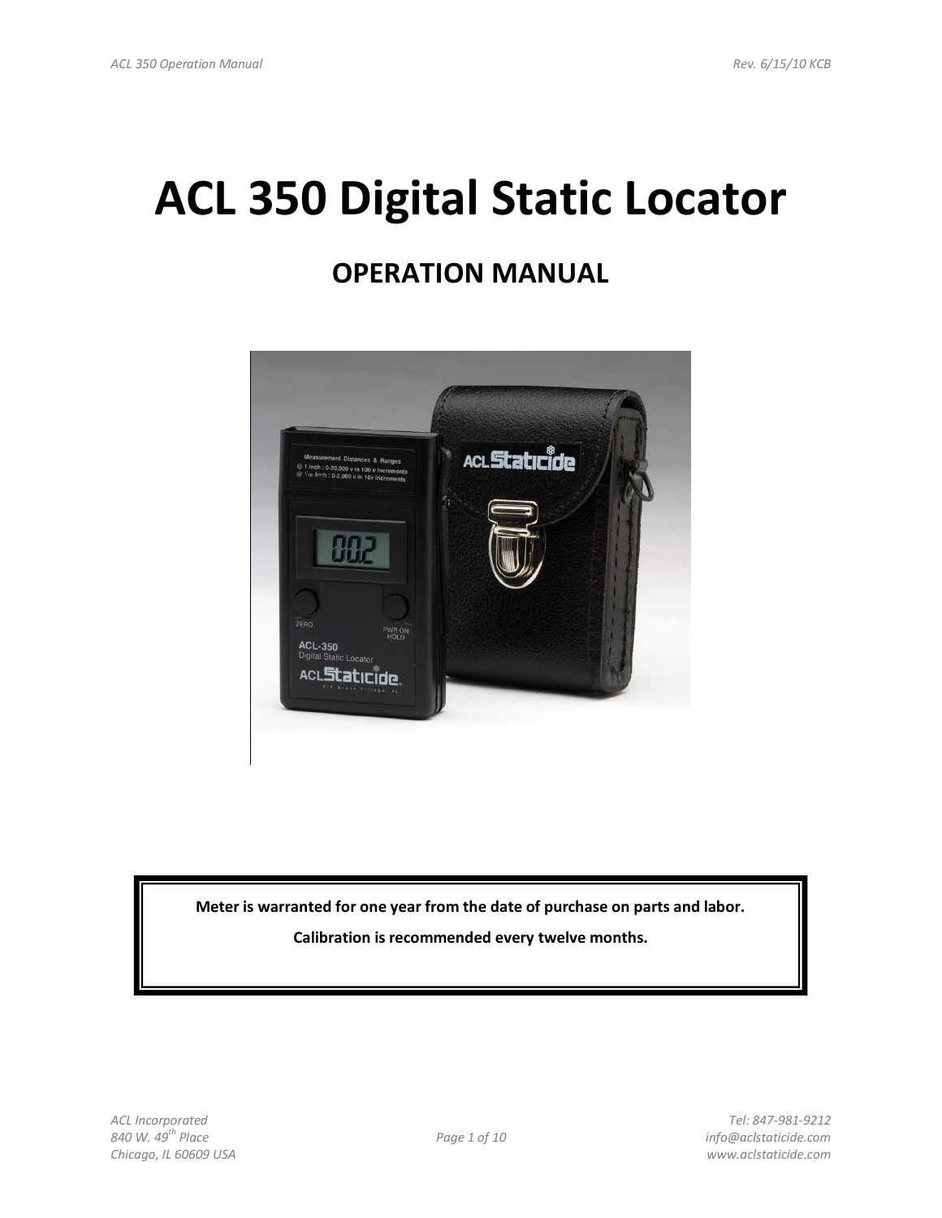# ACL 350 Digital Static Locator

## OPERATION MANUAL

**Meter is warranted for one year from the date of purchase on parts and labor.**

**Calibration is recommended every twelve months.**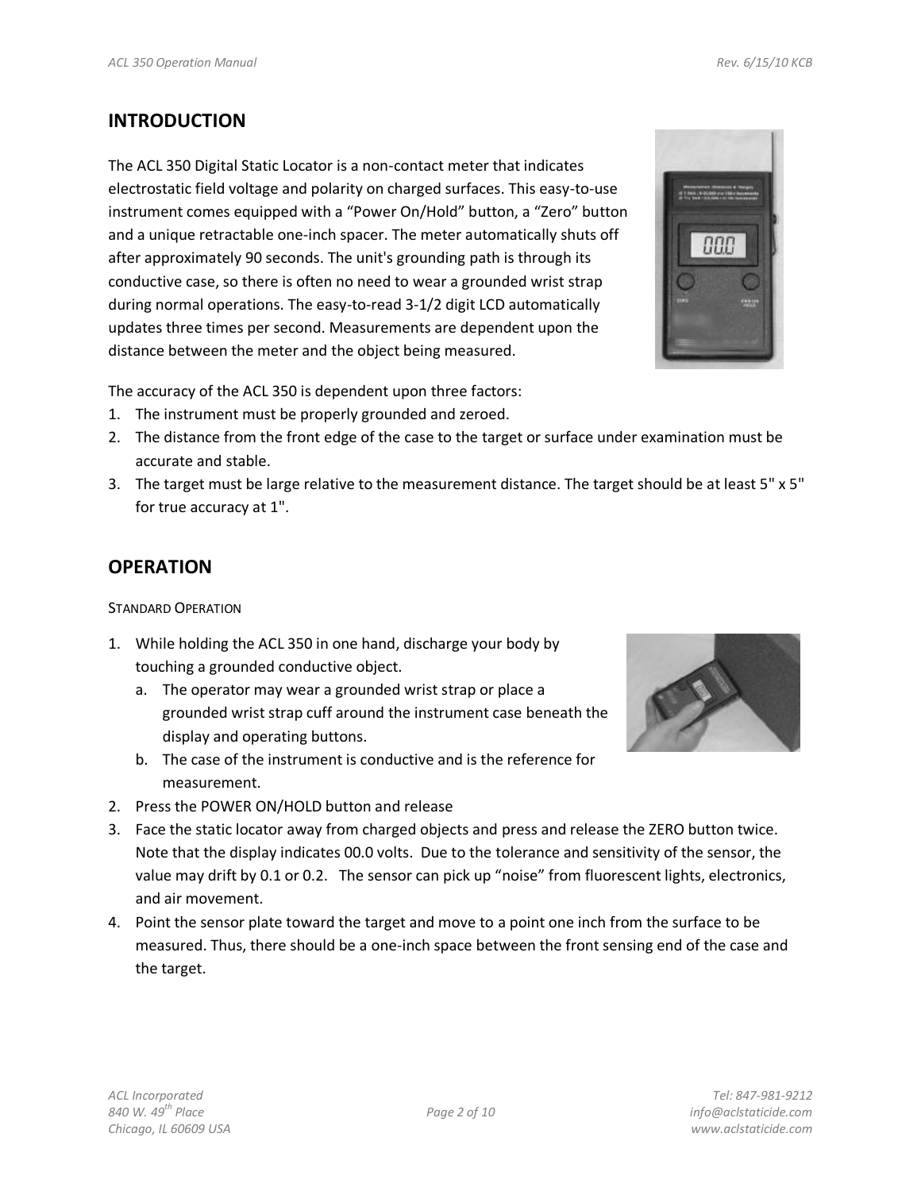## INTRODUCTION

The ACL 350 Digital Static Locator is a non-contact meter that indicates electrostatic field voltage and polarity on charged surfaces. This easy-to-use instrument comes equipped with a “Power On/Hold” button, a “Zero” button and a unique retractable one-inch spacer. The meter automatically shuts off after approximately 90 seconds. The unit's grounding path is through its conductive case, so there is often no need to wear a grounded wrist strap during normal operations. The easy-to-read 3-1/2 digit LCD automatically updates three times per second. Measurements are dependent upon the distance between the meter and the object being measured.

The accuracy of the ACL 350 is dependent upon three factors:

1. The instrument must be properly grounded and zeroed.
2. The distance from the front edge of the case to the target or surface under examination must be accurate and stable.
3. The target must be large relative to the measurement distance. The target should be at least 5" x 5" for true accuracy at 1".

## OPERATION

### STANDARD OPERATION

1. While holding the ACL 350 in one hand, discharge your body by touching a grounded conductive object.
   a. The operator may wear a grounded wrist strap or place a grounded wrist strap cuff around the instrument case beneath the display and operating buttons.
   b. The case of the instrument is conductive and is the reference for measurement.
2. Press the POWER ON/HOLD button and release
3. Face the static locator away from charged objects and press and release the ZERO button twice. Note that the display indicates 00.0 volts. Due to the tolerance and sensitivity of the sensor, the value may drift by 0.1 or 0.2. The sensor can pick up “noise” from fluorescent lights, electronics, and air movement.
4. Point the sensor plate toward the target and move to a point one inch from the surface to be measured. Thus, there should be a one-inch space between the front sensing end of the case and the target.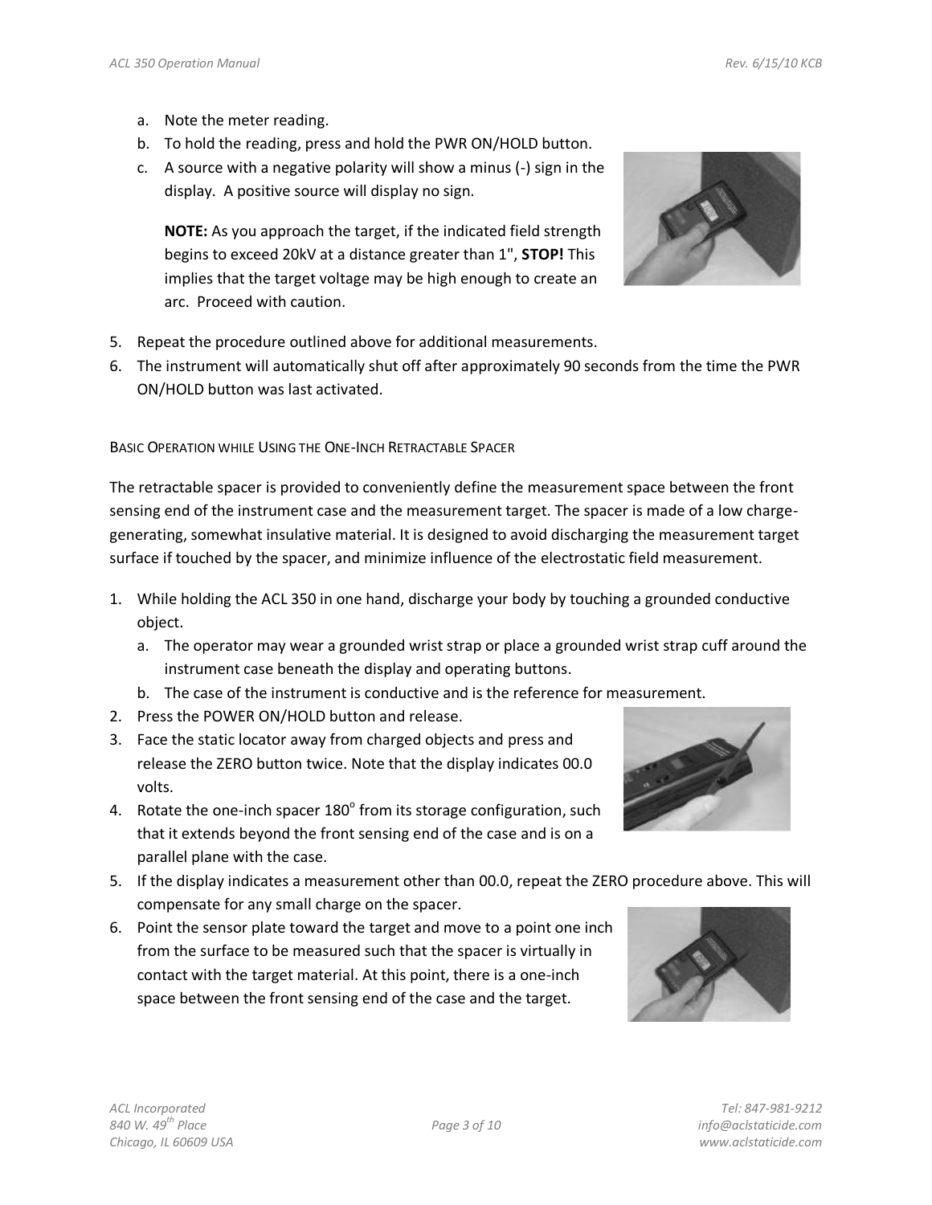a. Note the meter reading.
b. To hold the reading, press and hold the PWR ON/HOLD button.
c. A source with a negative polarity will show a minus (-) sign in the display. A positive source will display no sign.

   **NOTE:** As you approach the target, if the indicated field strength begins to exceed 20kV at a distance greater than 1", **STOP!** This implies that the target voltage may be high enough to create an arc. Proceed with caution.

5. Repeat the procedure outlined above for additional measurements.
6. The instrument will automatically shut off after approximately 90 seconds from the time the PWR ON/HOLD button was last activated.

### Basic Operation while Using the One-Inch Retractable Spacer

The retractable spacer is provided to conveniently define the measurement space between the front sensing end of the instrument case and the measurement target. The spacer is made of a low charge-generating, somewhat insulative material. It is designed to avoid discharging the measurement target surface if touched by the spacer, and minimize influence of the electrostatic field measurement.

1. While holding the ACL 350 in one hand, discharge your body by touching a grounded conductive object.
   a. The operator may wear a grounded wrist strap or place a grounded wrist strap cuff around the instrument case beneath the display and operating buttons.
   b. The case of the instrument is conductive and is the reference for measurement.
2. Press the POWER ON/HOLD button and release.
3. Face the static locator away from charged objects and press and release the ZERO button twice. Note that the display indicates 00.0 volts.
4. Rotate the one-inch spacer 180° from its storage configuration, such that it extends beyond the front sensing end of the case and is on a parallel plane with the case.
5. If the display indicates a measurement other than 00.0, repeat the ZERO procedure above. This will compensate for any small charge on the spacer.
6. Point the sensor plate toward the target and move to a point one inch from the surface to be measured such that the spacer is virtually in contact with the target material. At this point, there is a one-inch space between the front sensing end of the case and the target.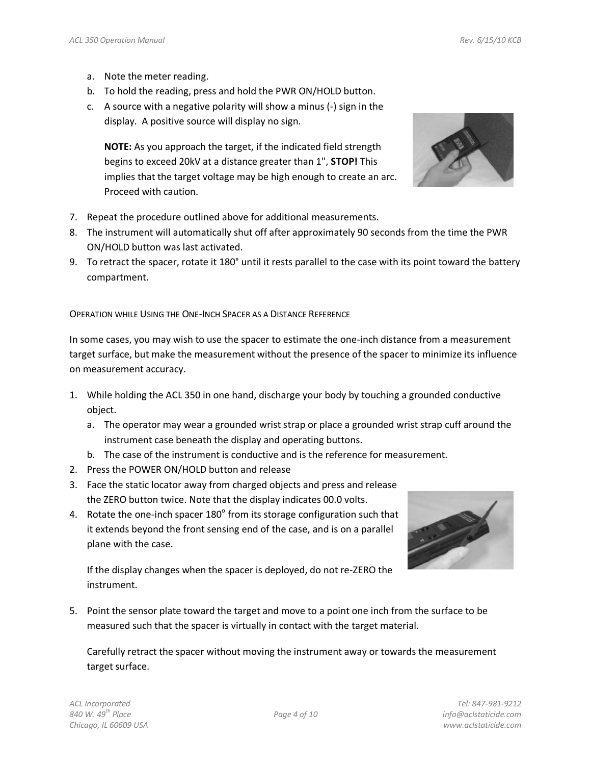a. Note the meter reading.
   b. To hold the reading, press and hold the PWR ON/HOLD button.
   c. A source with a negative polarity will show a minus (-) sign in the display. A positive source will display no sign.

      **NOTE:** As you approach the target, if the indicated field strength begins to exceed 20kV at a distance greater than 1", **STOP!** This implies that the target voltage may be high enough to create an arc. Proceed with caution.

7. Repeat the procedure outlined above for additional measurements.
8. The instrument will automatically shut off after approximately 90 seconds from the time the PWR ON/HOLD button was last activated.
9. To retract the spacer, rotate it 180° until it rests parallel to the case with its point toward the battery compartment.

### Operation while Using the One-Inch Spacer as a Distance Reference

In some cases, you may wish to use the spacer to estimate the one-inch distance from a measurement target surface, but make the measurement without the presence of the spacer to minimize its influence on measurement accuracy.

1. While holding the ACL 350 in one hand, discharge your body by touching a grounded conductive object.
   a. The operator may wear a grounded wrist strap or place a grounded wrist strap cuff around the instrument case beneath the display and operating buttons.
   b. The case of the instrument is conductive and is the reference for measurement.
2. Press the POWER ON/HOLD button and release
3. Face the static locator away from charged objects and press and release the ZERO button twice. Note that the display indicates 00.0 volts.
4. Rotate the one-inch spacer 180° from its storage configuration such that it extends beyond the front sensing end of the case, and is on a parallel plane with the case.

   If the display changes when the spacer is deployed, do not re-ZERO the instrument.

5. Point the sensor plate toward the target and move to a point one inch from the surface to be measured such that the spacer is virtually in contact with the target material.

   Carefully retract the spacer without moving the instrument away or towards the measurement target surface.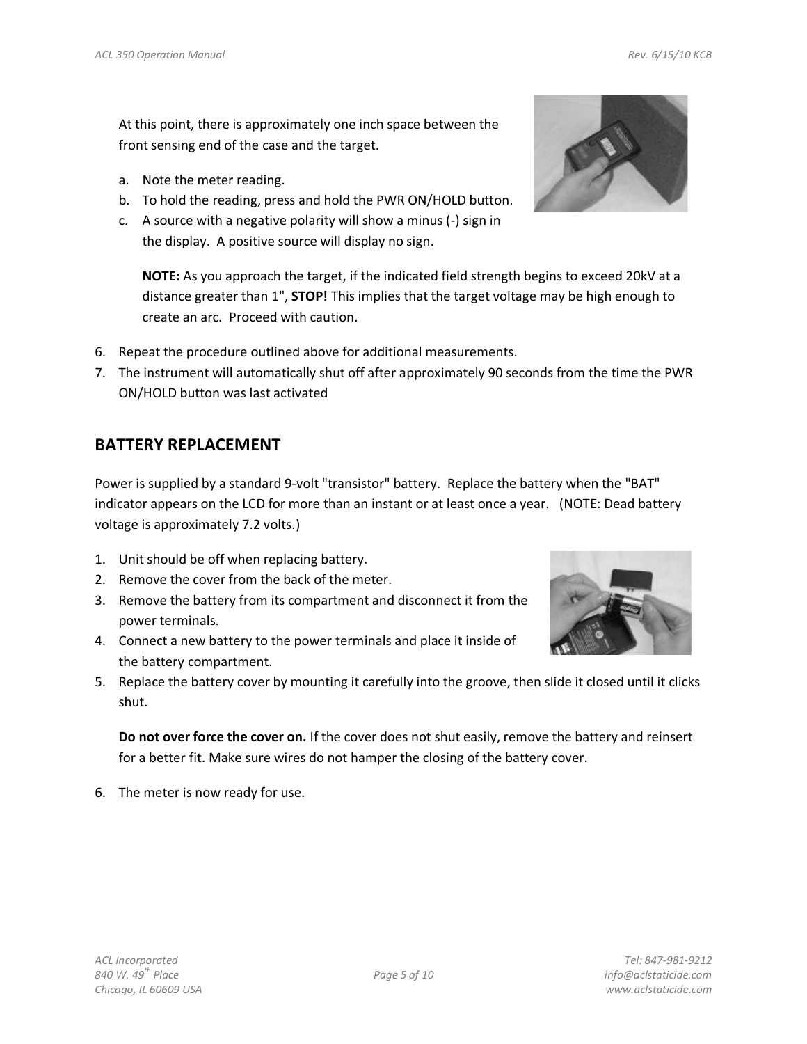At this point, there is approximately one inch space between the front sensing end of the case and the target.

a. Note the meter reading.
b. To hold the reading, press and hold the PWR ON/HOLD button.
c. A source with a negative polarity will show a minus (-) sign in the display. A positive source will display no sign.

   **NOTE:** As you approach the target, if the indicated field strength begins to exceed 20kV at a distance greater than 1", **STOP!** This implies that the target voltage may be high enough to create an arc. Proceed with caution.

6. Repeat the procedure outlined above for additional measurements.
7. The instrument will automatically shut off after approximately 90 seconds from the time the PWR ON/HOLD button was last activated

## BATTERY REPLACEMENT

Power is supplied by a standard 9-volt "transistor" battery. Replace the battery when the "BAT" indicator appears on the LCD for more than an instant or at least once a year. (NOTE: Dead battery voltage is approximately 7.2 volts.)

1. Unit should be off when replacing battery.
2. Remove the cover from the back of the meter.
3. Remove the battery from its compartment and disconnect it from the power terminals.
4. Connect a new battery to the power terminals and place it inside of the battery compartment.
5. Replace the battery cover by mounting it carefully into the groove, then slide it closed until it clicks shut.

   **Do not over force the cover on.** If the cover does not shut easily, remove the battery and reinsert for a better fit. Make sure wires do not hamper the closing of the battery cover.

6. The meter is now ready for use.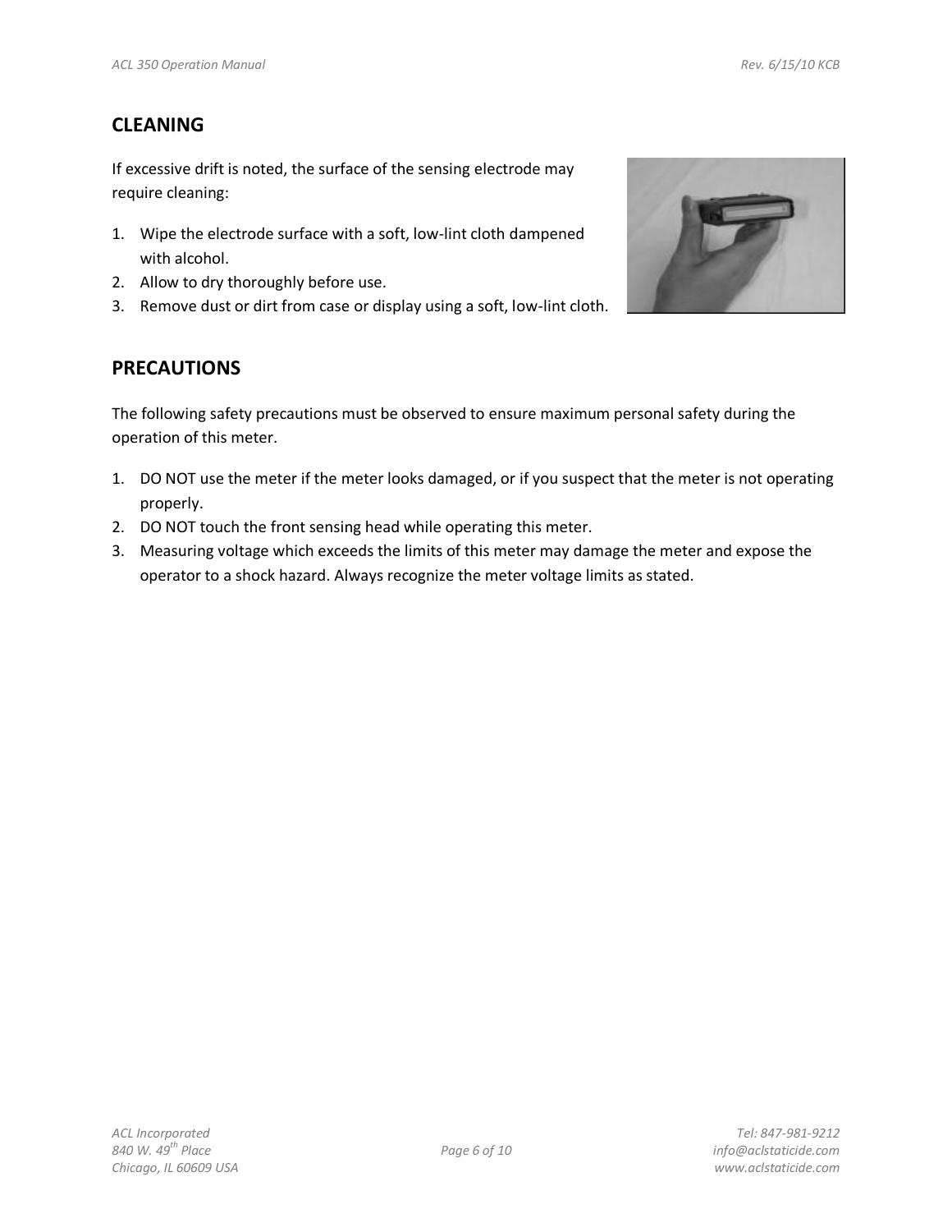## CLEANING

If excessive drift is noted, the surface of the sensing electrode may require cleaning:

1. Wipe the electrode surface with a soft, low-lint cloth dampened with alcohol.
2. Allow to dry thoroughly before use.
3. Remove dust or dirt from case or display using a soft, low-lint cloth.

## PRECAUTIONS

The following safety precautions must be observed to ensure maximum personal safety during the operation of this meter.

1. DO NOT use the meter if the meter looks damaged, or if you suspect that the meter is not operating properly.
2. DO NOT touch the front sensing head while operating this meter.
3. Measuring voltage which exceeds the limits of this meter may damage the meter and expose the operator to a shock hazard. Always recognize the meter voltage limits as stated.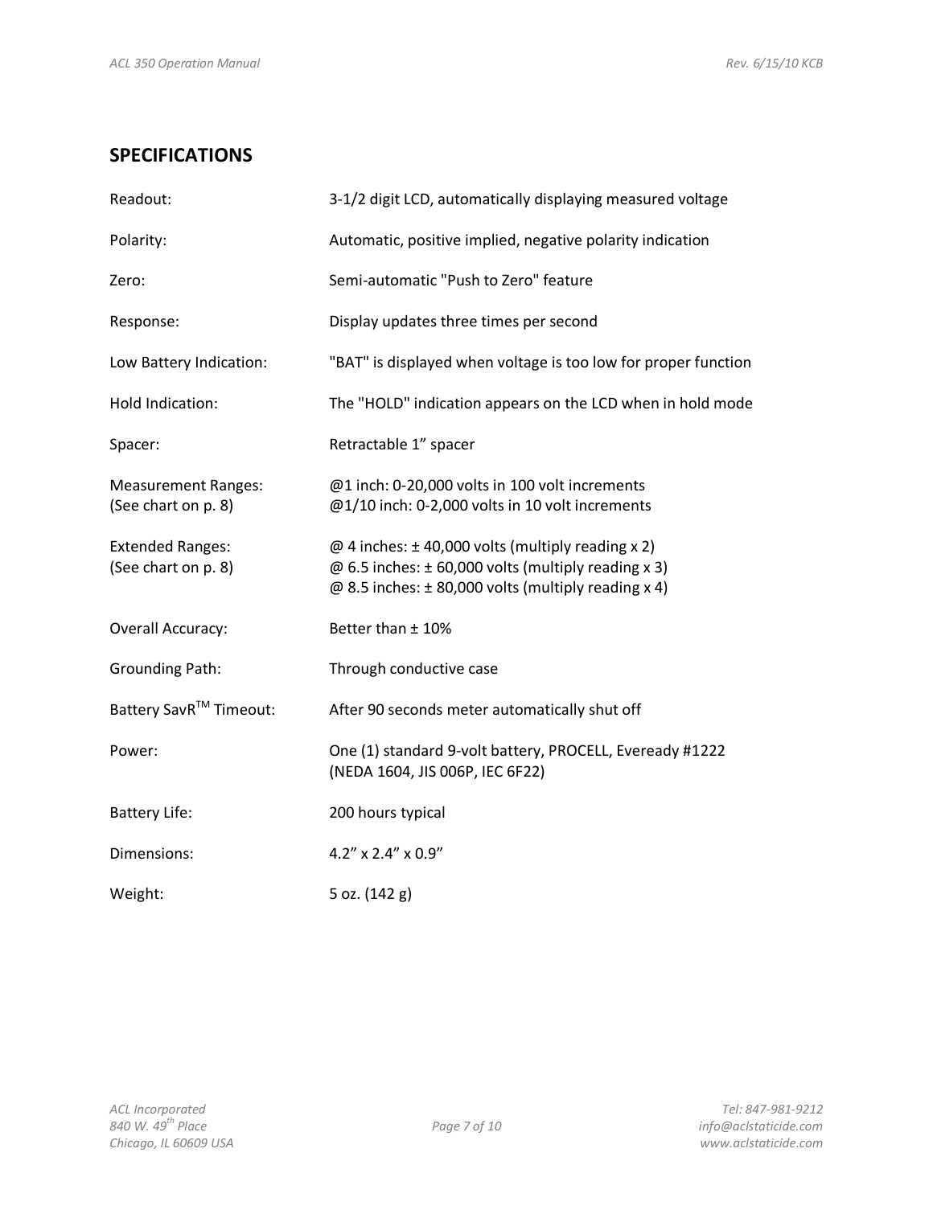## SPECIFICATIONS

| | |
|---|---|
| Readout: | 3-1/2 digit LCD, automatically displaying measured voltage |
| Polarity: | Automatic, positive implied, negative polarity indication |
| Zero: | Semi-automatic "Push to Zero" feature |
| Response: | Display updates three times per second |
| Low Battery Indication: | "BAT" is displayed when voltage is too low for proper function |
| Hold Indication: | The "HOLD" indication appears on the LCD when in hold mode |
| Spacer: | Retractable 1” spacer |
| Measurement Ranges: (See chart on p. 8) | @1 inch: 0-20,000 volts in 100 volt increments<br>@1/10 inch: 0-2,000 volts in 10 volt increments |
| Extended Ranges: (See chart on p. 8) | @ 4 inches: ± 40,000 volts (multiply reading x 2)<br>@ 6.5 inches: ± 60,000 volts (multiply reading x 3)<br>@ 8.5 inches: ± 80,000 volts (multiply reading x 4) |
| Overall Accuracy: | Better than ± 10% |
| Grounding Path: | Through conductive case |
| Battery SavR™ Timeout: | After 90 seconds meter automatically shut off |
| Power: | One (1) standard 9-volt battery, PROCELL, Eveready #1222 (NEDA 1604, JIS 006P, IEC 6F22) |
| Battery Life: | 200 hours typical |
| Dimensions: | 4.2” x 2.4” x 0.9” |
| Weight: | 5 oz. (142 g) |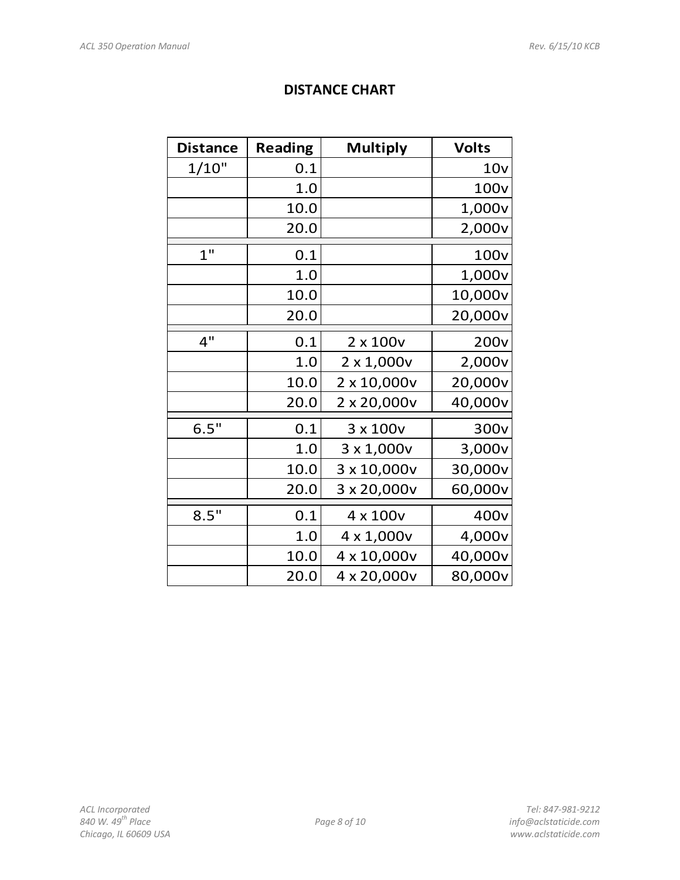## DISTANCE CHART

| Distance | Reading | Multiply | Volts |
|---|---|---|---|
| 1/10" | 0.1 | | 10v |
| | 1.0 | | 100v |
| | 10.0 | | 1,000v |
| | 20.0 | | 2,000v |
| 1" | 0.1 | | 100v |
| | 1.0 | | 1,000v |
| | 10.0 | | 10,000v |
| | 20.0 | | 20,000v |
| 4" | 0.1 | 2 x 100v | 200v |
| | 1.0 | 2 x 1,000v | 2,000v |
| | 10.0 | 2 x 10,000v | 20,000v |
| | 20.0 | 2 x 20,000v | 40,000v |
| 6.5" | 0.1 | 3 x 100v | 300v |
| | 1.0 | 3 x 1,000v | 3,000v |
| | 10.0 | 3 x 10,000v | 30,000v |
| | 20.0 | 3 x 20,000v | 60,000v |
| 8.5" | 0.1 | 4 x 100v | 400v |
| | 1.0 | 4 x 1,000v | 4,000v |
| | 10.0 | 4 x 10,000v | 40,000v |
| | 20.0 | 4 x 20,000v | 80,000v |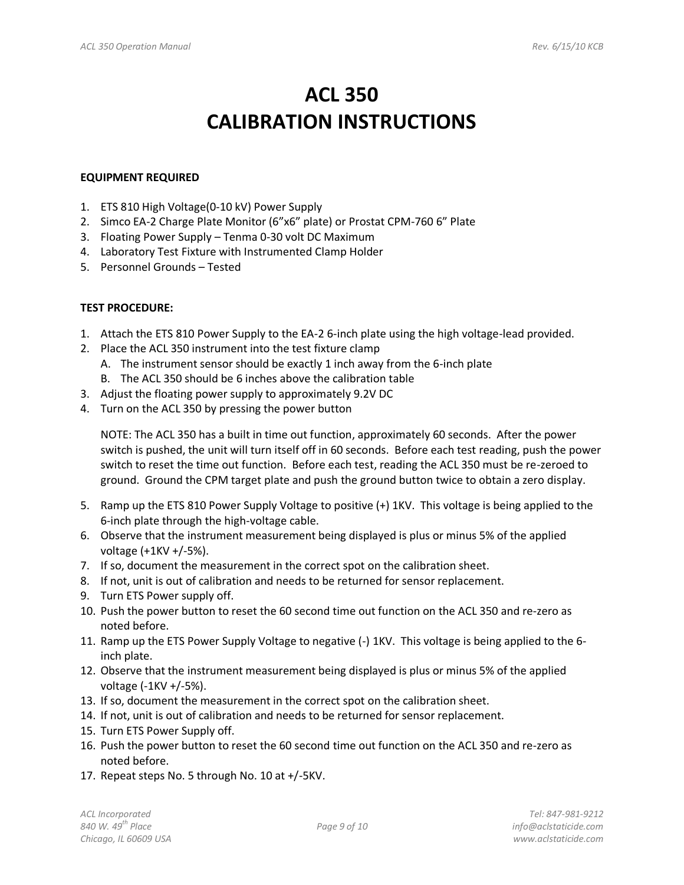# ACL 350
# CALIBRATION INSTRUCTIONS

**EQUIPMENT REQUIRED**

1. ETS 810 High Voltage(0-10 kV) Power Supply
2. Simco EA-2 Charge Plate Monitor (6”x6” plate) or Prostat CPM-760 6” Plate
3. Floating Power Supply – Tenma 0-30 volt DC Maximum
4. Laboratory Test Fixture with Instrumented Clamp Holder
5. Personnel Grounds – Tested

**TEST PROCEDURE:**

1. Attach the ETS 810 Power Supply to the EA-2 6-inch plate using the high voltage-lead provided.
2. Place the ACL 350 instrument into the test fixture clamp
   A. The instrument sensor should be exactly 1 inch away from the 6-inch plate
   B. The ACL 350 should be 6 inches above the calibration table
3. Adjust the floating power supply to approximately 9.2V DC
4. Turn on the ACL 350 by pressing the power button

   NOTE: The ACL 350 has a built in time out function, approximately 60 seconds. After the power switch is pushed, the unit will turn itself off in 60 seconds. Before each test reading, push the power switch to reset the time out function. Before each test, reading the ACL 350 must be re-zeroed to ground. Ground the CPM target plate and push the ground button twice to obtain a zero display.

5. Ramp up the ETS 810 Power Supply Voltage to positive (+) 1KV. This voltage is being applied to the 6-inch plate through the high-voltage cable.
6. Observe that the instrument measurement being displayed is plus or minus 5% of the applied voltage (+1KV +/-5%).
7. If so, document the measurement in the correct spot on the calibration sheet.
8. If not, unit is out of calibration and needs to be returned for sensor replacement.
9. Turn ETS Power supply off.
10. Push the power button to reset the 60 second time out function on the ACL 350 and re-zero as noted before.
11. Ramp up the ETS Power Supply Voltage to negative (-) 1KV. This voltage is being applied to the 6-inch plate.
12. Observe that the instrument measurement being displayed is plus or minus 5% of the applied voltage (-1KV +/-5%).
13. If so, document the measurement in the correct spot on the calibration sheet.
14. If not, unit is out of calibration and needs to be returned for sensor replacement.
15. Turn ETS Power Supply off.
16. Push the power button to reset the 60 second time out function on the ACL 350 and re-zero as noted before.
17. Repeat steps No. 5 through No. 10 at +/-5KV.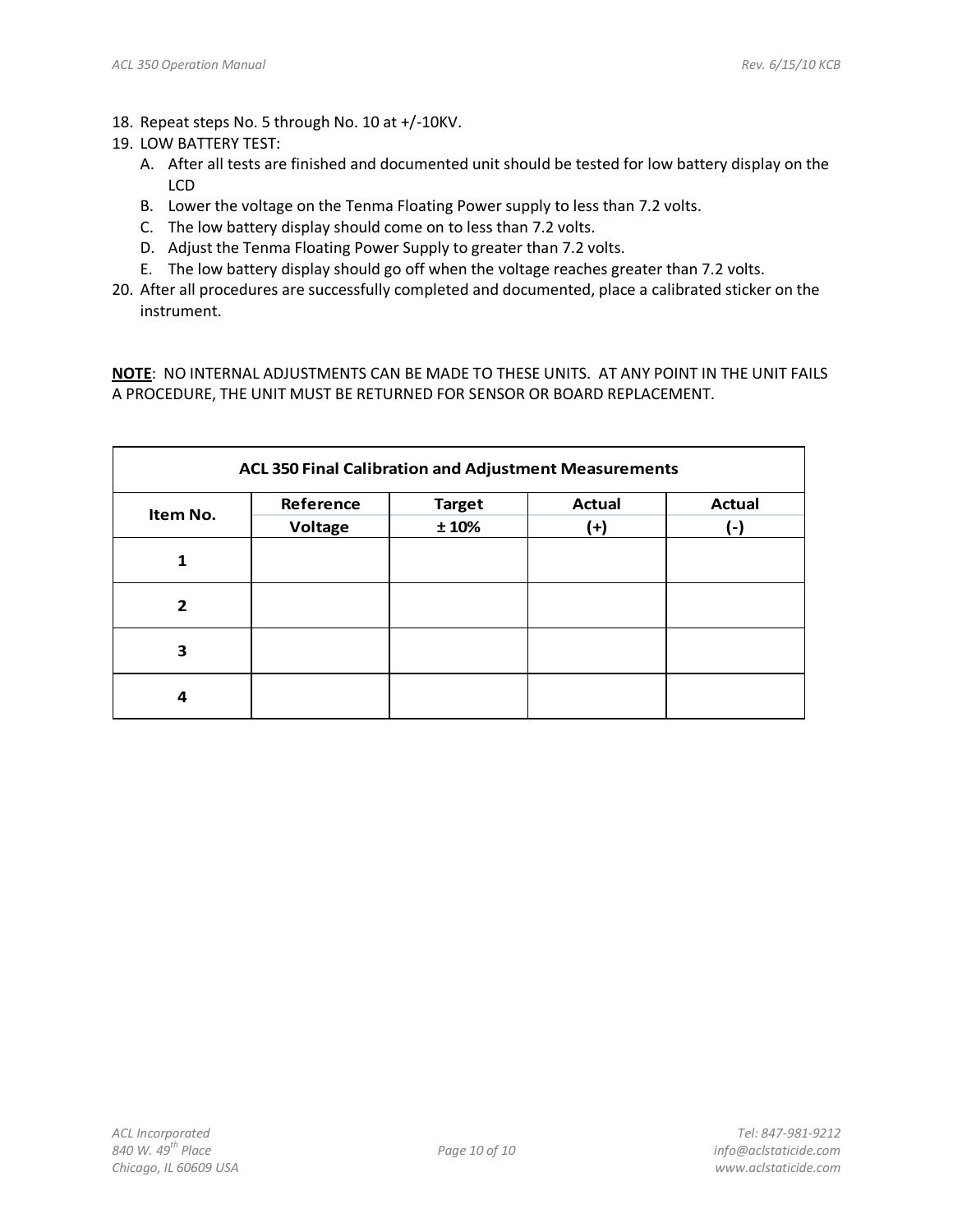18. Repeat steps No. 5 through No. 10 at +/-10KV.
19. LOW BATTERY TEST:
    A. After all tests are finished and documented unit should be tested for low battery display on the LCD
    B. Lower the voltage on the Tenma Floating Power supply to less than 7.2 volts.
    C. The low battery display should come on to less than 7.2 volts.
    D. Adjust the Tenma Floating Power Supply to greater than 7.2 volts.
    E. The low battery display should go off when the voltage reaches greater than 7.2 volts.
20. After all procedures are successfully completed and documented, place a calibrated sticker on the instrument.

**NOTE**: NO INTERNAL ADJUSTMENTS CAN BE MADE TO THESE UNITS. AT ANY POINT IN THE UNIT FAILS A PROCEDURE, THE UNIT MUST BE RETURNED FOR SENSOR OR BOARD REPLACEMENT.

**ACL 350 Final Calibration and Adjustment Measurements**

| Item No. | Reference Voltage | Target ± 10% | Actual (+) | Actual (-) |
|---|---|---|---|---|
| 1 | | | | |
| 2 | | | | |
| 3 | | | | |
| 4 | | | | |